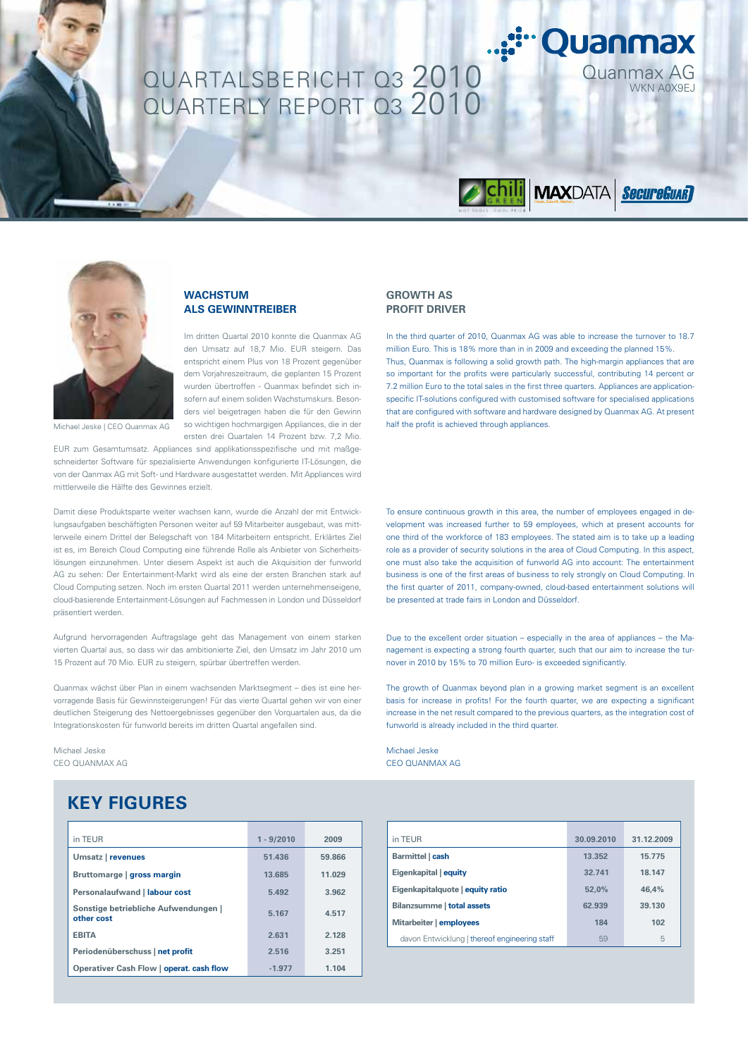# QUARTALSBERICHT Q3 2010
# QUARTERLY REPORT Q3 2010

Quanmax

Quanmax AG
WKN A0X9EJ

Michael Jeske | CEO Quanmax AG

## WACHSTUM ALS GEWINNTREIBER

Im dritten Quartal 2010 konnte die Quanmax AG den Umsatz auf 18,7 Mio. EUR steigern. Das entspricht einem Plus von 18 Prozent gegenüber dem Vorjahreszeitraum, die geplanten 15 Prozent wurden übertroffen - Quanmax befindet sich insofern auf einem soliden Wachstumskurs. Besonders viel beigetragen haben die für den Gewinn so wichtigen hochmargigen Appliances, die in der ersten drei Quartalen 14 Prozent bzw. 7,2 Mio. EUR zum Gesamtumsatz. Appliances sind applikationsspezifische und mit maßgeschneiderter Software für spezialisierte Anwendungen konfigurierte IT-Lösungen, die von der Qanmax AG mit Soft- und Hardware ausgestattet werden. Mit Appliances wird mittlerweile die Hälfte des Gewinnes erzielt.

Damit diese Produktsparte weiter wachsen kann, wurde die Anzahl der mit Entwicklungsaufgaben beschäftigten Personen weiter auf 59 Mitarbeiter ausgebaut, was mittlerweile einem Drittel der Belegschaft von 184 Mitarbeitern entspricht. Erklärtes Ziel ist es, im Bereich Cloud Computing eine führende Rolle als Anbieter von Sicherheitslösungen einzunehmen. Unter diesem Aspekt ist auch die Akquisition der funworld AG zu sehen: Der Entertainment-Markt wird als eine der ersten Branchen stark auf Cloud Computing setzen. Noch im ersten Quartal 2011 werden unternehmenseigene, cloud-basierende Entertainment-Lösungen auf Fachmessen in London und Düsseldorf präsentiert werden.

Aufgrund hervorragenden Auftragslage geht das Management von einem starken vierten Quartal aus, so dass wir das ambitionierte Ziel, den Umsatz im Jahr 2010 um 15 Prozent auf 70 Mio. EUR zu steigern, spürbar übertreffen werden.

Quanmax wächst über Plan in einem wachsenden Marktsegment – dies ist eine hervorragende Basis für Gewinnsteigerungen! Für das vierte Quartal gehen wir von einer deutlichen Steigerung des Nettoergebnisses gegenüber den Vorquartalen aus, da die Integrationskosten für funworld bereits im dritten Quartal angefallen sind.

Michael Jeske
CEO QUANMAX AG

## GROWTH AS PROFIT DRIVER

In the third quarter of 2010, Quanmax AG was able to increase the turnover to 18.7 million Euro. This is 18% more than in in 2009 and exceeding the planned 15%. Thus, Quanmax is following a solid growth path. The high-margin appliances that are so important for the profits were particularly successful, contributing 14 percent or 7.2 million Euro to the total sales in the first three quarters. Appliances are application-specific IT-solutions configured with customised software for specialised applications that are configured with software and hardware designed by Quanmax AG. At present half the profit is achieved through appliances.

To ensure continuous growth in this area, the number of employees engaged in development was increased further to 59 employees, which at present accounts for one third of the workforce of 183 employees. The stated aim is to take up a leading role as a provider of security solutions in the area of Cloud Computing. In this aspect, one must also take the acquisition of funworld AG into account: The entertainment business is one of the first areas of business to rely strongly on Cloud Computing. In the first quarter of 2011, company-owned, cloud-based entertainment solutions will be presented at trade fairs in London and Düsseldorf.

Due to the excellent order situation – especially in the area of appliances – the Management is expecting a strong fourth quarter, such that our aim to increase the turnover in 2010 by 15% to 70 million Euro- is exceeded significantly.

The growth of Quanmax beyond plan in a growing market segment is an excellent basis for increase in profits! For the fourth quarter, we are expecting a significant increase in the net result compared to the previous quarters, as the integration cost of funworld is already included in the third quarter.

Michael Jeske
CEO QUANMAX AG

## KEY FIGURES

| in TEUR | 1 - 9/2010 | 2009 |
|---|---|---|
| **Umsatz \| revenues** | 51.436 | 59.866 |
| **Bruttomarge \| gross margin** | 13.685 | 11.029 |
| **Personalaufwand \| labour cost** | 5.492 | 3.962 |
| **Sonstige betriebliche Aufwendungen \| other cost** | 5.167 | 4.517 |
| **EBITA** | 2.631 | 2.128 |
| **Periodenüberschuss \| net profit** | 2.516 | 3.251 |
| **Operativer Cash Flow \| operat. cash flow** | -1.977 | 1.104 |

| in TEUR | 30.09.2010 | 31.12.2009 |
|---|---|---|
| **Barmittel \| cash** | 13.352 | 15.775 |
| **Eigenkapital \| equity** | 32.741 | 18.147 |
| **Eigenkapitalquote \| equity ratio** | 52,0% | 46,4% |
| **Bilanzsumme \| total assets** | 62.939 | 39.130 |
| **Mitarbeiter \| employees** | 184 | 102 |
| davon Entwicklung \| thereof engineering staff | 59 | 5 |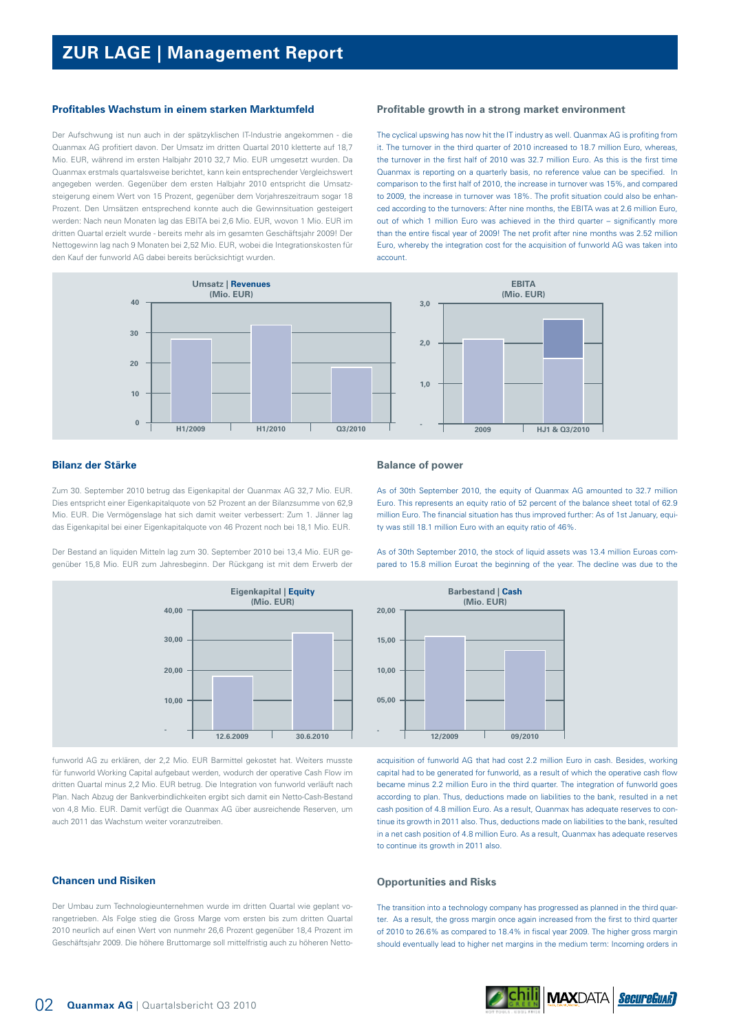# ZUR LAGE | Management Report

## Profitables Wachstum in einem starken Marktumfeld

Der Aufschwung ist nun auch in der spätzyklischen IT-Industrie angekommen - die Quanmax AG profitiert davon. Der Umsatz im dritten Quartal 2010 kletterte auf 18,7 Mio. EUR, während im ersten Halbjahr 2010 32,7 Mio. EUR umgesetzt wurden. Da Quanmax erstmals quartalsweise berichtet, kann kein entsprechender Vergleichswert angegeben werden. Gegenüber dem ersten Halbjahr 2010 entspricht die Umsatzsteigerung einem Wert von 15 Prozent, gegenüber dem Vorjahreszeitraum sogar 18 Prozent. Den Umsätzen entsprechend konnte auch die Gewinnsituation gesteigert werden: Nach neun Monaten lag das EBITA bei 2,6 Mio. EUR, wovon 1 Mio. EUR im dritten Quartal erzielt wurde - bereits mehr als im gesamten Geschäftsjahr 2009! Der Nettogewinn lag nach 9 Monaten bei 2,52 Mio. EUR, wobei die Integrationskosten für den Kauf der funworld AG dabei bereits berücksichtigt wurden.

## Profitable growth in a strong market environment

The cyclical upswing has now hit the IT industry as well. Quanmax AG is profiting from it. The turnover in the third quarter of 2010 increased to 18.7 million Euro, whereas, the turnover in the first half of 2010 was 32.7 million Euro. As this is the first time Quanmax is reporting on a quarterly basis, no reference value can be specified. In comparison to the first half of 2010, the increase in turnover was 15%, and compared to 2009, the increase in turnover was 18%. The profit situation could also be enhanced according to the turnovers: After nine months, the EBITA was at 2.6 million Euro, out of which 1 million Euro was achieved in the third quarter – significantly more than the entire fiscal year of 2009! The net profit after nine months was 2.52 million Euro, whereby the integration cost for the acquisition of funworld AG was taken into account.

**Umsatz | Revenues (Mio. EUR)** — H1/2009, H1/2010, Q3/2010

**EBITA (Mio. EUR)** — 2009, HJ1 & Q3/2010

## Bilanz der Stärke

Zum 30. September 2010 betrug das Eigenkapital der Quanmax AG 32,7 Mio. EUR. Dies entspricht einer Eigenkapitalquote von 52 Prozent an der Bilanzsumme von 62,9 Mio. EUR. Die Vermögenslage hat sich damit weiter verbessert: Zum 1. Jänner lag das Eigenkapital bei einer Eigenkapitalquote von 46 Prozent noch bei 18,1 Mio. EUR.

Der Bestand an liquiden Mitteln lag zum 30. September 2010 bei 13,4 Mio. EUR gegenüber 15,8 Mio. EUR zum Jahresbeginn. Der Rückgang ist mit dem Erwerb der funworld AG zu erklären, der 2,2 Mio. EUR Barmittel gekostet hat. Weiters musste für funworld Working Capital aufgebaut werden, wodurch der operative Cash Flow im dritten Quartal minus 2,2 Mio. EUR betrug. Die Integration von funworld verläuft nach Plan. Nach Abzug der Bankverbindlichkeiten ergibt sich damit ein Netto-Cash-Bestand von 4,8 Mio. EUR. Damit verfügt die Quanmax AG über ausreichende Reserven, um auch 2011 das Wachstum weiter voranzutreiben.

## Balance of power

As of 30th September 2010, the equity of Quanmax AG amounted to 32.7 million Euro. This represents an equity ratio of 52 percent of the balance sheet total of 62.9 million Euro. The financial situation has thus improved further: As of 1st January, equity was still 18.1 million Euro with an equity ratio of 46%.

As of 30th September 2010, the stock of liquid assets was 13.4 million Euroas compared to 15.8 million Euroat the beginning of the year. The decline was due to the acquisition of funworld AG that had cost 2.2 million Euro in cash. Besides, working capital had to be generated for funworld, as a result of which the operative cash flow became minus 2.2 million Euro in the third quarter. The integration of funworld goes according to plan. Thus, deductions made on liabilities to the bank, resulted in a net cash position of 4.8 million Euro. As a result, Quanmax has adequate reserves to continue its growth in 2011 also. Thus, deductions made on liabilities to the bank, resulted in a net cash position of 4.8 million Euro. As a result, Quanmax has adequate reserves to continue its growth in 2011 also.

**Eigenkapital | Equity (Mio. EUR)** — 12.6.2009, 30.6.2010

**Barbestand | Cash (Mio. EUR)** — 12/2009, 09/2010

## Chancen und Risiken

Der Umbau zum Technologieunternehmen wurde im dritten Quartal wie geplant vorangetrieben. Als Folge stieg die Gross Marge vom ersten bis zum dritten Quartal 2010 neurlich auf einen Wert von nunmehr 26,6 Prozent gegenüber 18,4 Prozent im Geschäftsjahr 2009. Die höhere Bruttomarge soll mittelfristig auch zu höheren Netto-

## Opportunities and Risks

The transition into a technology company has progressed as planned in the third quarter. As a result, the gross margin once again increased from the first to third quarter of 2010 to 26.6% as compared to 18.4% in fiscal year 2009. The higher gross margin should eventually lead to higher net margins in the medium term: Incoming orders in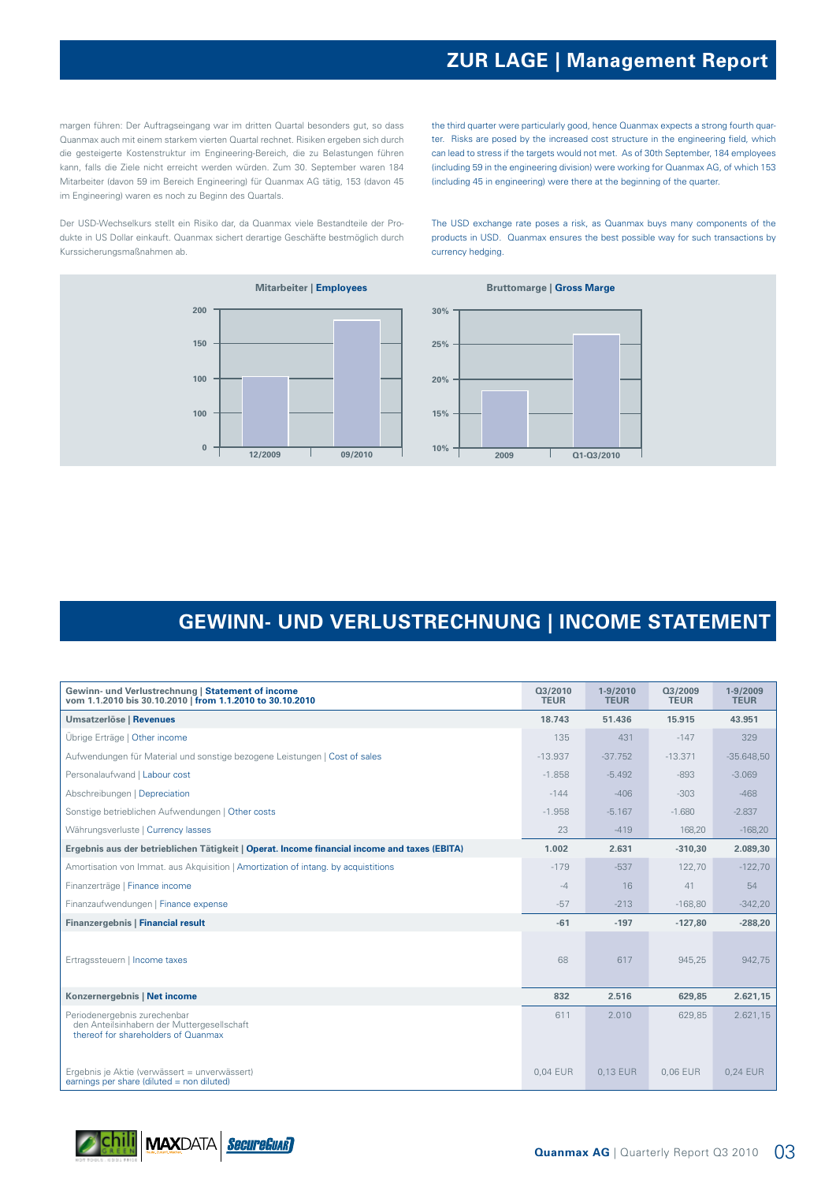## ZUR LAGE | Management Report

margen führen: Der Auftragseingang war im dritten Quartal besonders gut, so dass Quanmax auch mit einem starkem vierten Quartal rechnet. Risiken ergeben sich durch die gesteigerte Kostenstruktur im Engineering-Bereich, die zu Belastungen führen kann, falls die Ziele nicht erreicht werden würden. Zum 30. September waren 184 Mitarbeiter (davon 59 im Bereich Engineering) für Quanmax AG tätig, 153 (davon 45 im Engineering) waren es noch zu Beginn des Quartals.

Der USD-Wechselkurs stellt ein Risiko dar, da Quanmax viele Bestandteile der Produkte in US Dollar einkauft. Quanmax sichert derartige Geschäfte bestmöglich durch Kurssicherungsmaßnahmen ab.

the third quarter were particularly good, hence Quanmax expects a strong fourth quarter. Risks are posed by the increased cost structure in the engineering field, which can lead to stress if the targets would not met. As of 30th September, 184 employees (including 59 in the engineering division) were working for Quanmax AG, of which 153 (including 45 in engineering) were there at the beginning of the quarter.

The USD exchange rate poses a risk, as Quanmax buys many components of the products in USD. Quanmax ensures the best possible way for such transactions by currency hedging.

**Mitarbeiter | Employees**

**Bruttomarge | Gross Marge**

## GEWINN- UND VERLUSTRECHNUNG | INCOME STATEMENT

| Gewinn- und Verlustrechnung \| Statement of income vom 1.1.2010 bis 30.10.2010 \| from 1.1.2010 to 30.10.2010 | Q3/2010 TEUR | 1-9/2010 TEUR | Q3/2009 TEUR | 1-9/2009 TEUR |
|---|---|---|---|---|
| **Umsatzerlöse \| Revenues** | **18.743** | **51.436** | **15.915** | **43.951** |
| Übrige Erträge \| Other income | 135 | 431 | -147 | 329 |
| Aufwendungen für Material und sonstige bezogene Leistungen \| Cost of sales | -13.937 | -37.752 | -13.371 | -35.648,50 |
| Personalaufwand \| Labour cost | -1.858 | -5.492 | -893 | -3.069 |
| Abschreibungen \| Depreciation | -144 | -406 | -303 | -468 |
| Sonstige betrieblichen Aufwendungen \| Other costs | -1.958 | -5.167 | -1.680 | -2.837 |
| Währungsverluste \| Currency lasses | 23 | -419 | 168,20 | -168,20 |
| **Ergebnis aus der betrieblichen Tätigkeit \| Operat. Income financial income and taxes (EBITA)** | **1.002** | **2.631** | **-310,30** | **2.089,30** |
| Amortisation von Immat. aus Akquisition \| Amortization of intang. by acquistitions | -179 | -537 | 122,70 | -122,70 |
| Finanzerträge \| Finance income | -4 | 16 | 41 | 54 |
| Finanzaufwendungen \| Finance expense | -57 | -213 | -168,80 | -342,20 |
| **Finanzergebnis \| Financial result** | **-61** | **-197** | **-127,80** | **-288,20** |
| Ertragssteuern \| Income taxes | 68 | 617 | 945,25 | 942,75 |
| **Konzernergebnis \| Net income** | **832** | **2.516** | **629,85** | **2.621,15** |
| Periodenergebnis zurechenbar den Anteilsinhabern der Muttergesellschaft thereof for shareholders of Quanmax | 611 | 2.010 | 629,85 | 2.621,15 |
| Ergebnis je Aktie (verwässert = unverwässert) earnings per share (diluted = non diluted) | 0,04 EUR | 0,13 EUR | 0,06 EUR | 0,24 EUR |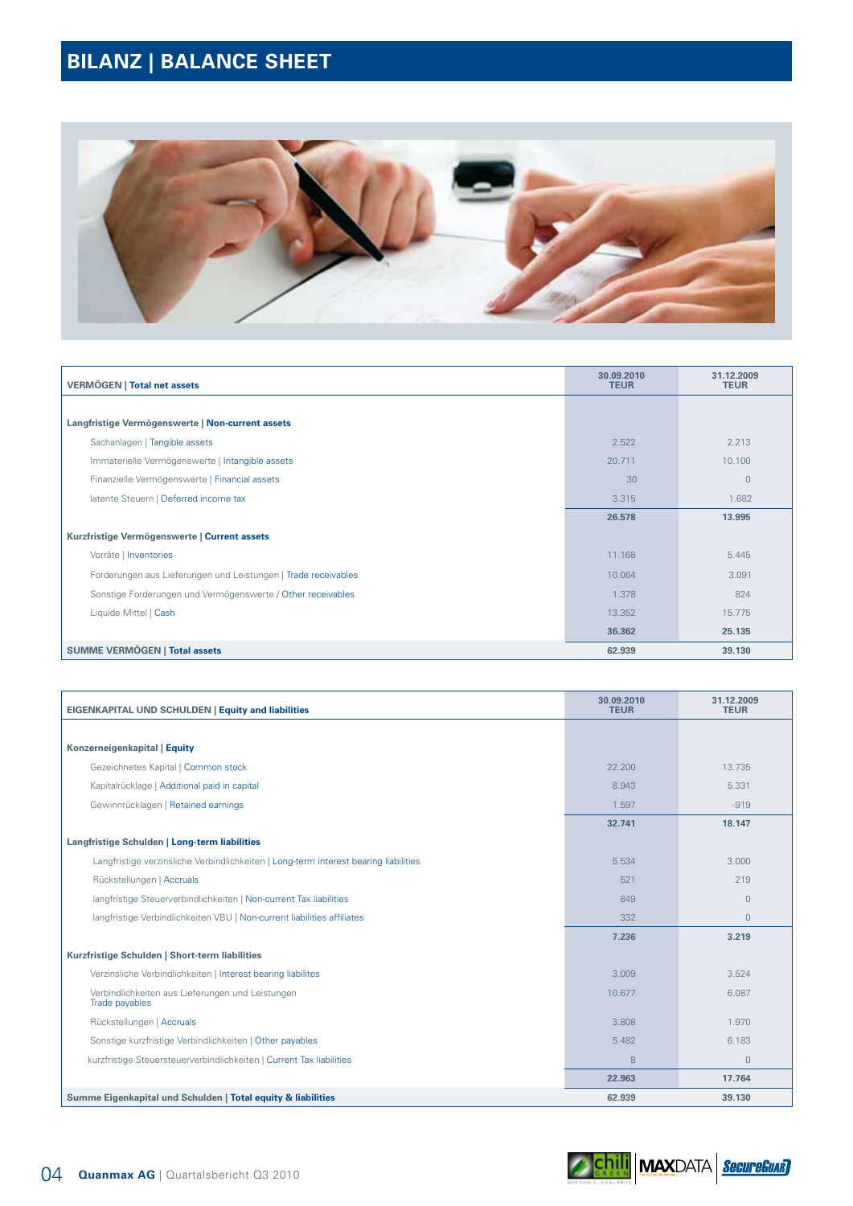# BILANZ | BALANCE SHEET

| VERMÖGEN \| Total net assets | 30.09.2010 TEUR | 31.12.2009 TEUR |
|---|---|---|
| **Langfristige Vermögenswerte \| Non-current assets** | | |
| Sachanlagen \| Tangible assets | 2.522 | 2.213 |
| Immaterielle Vermögenswerte \| Intangible assets | 20.711 | 10.100 |
| Finanzielle Vermögenswerte \| Financial assets | 30 | 0 |
| latente Steuern \| Deferred income tax | 3.315 | 1.682 |
| | **26.578** | **13.995** |
| **Kurzfristige Vermögenswerte \| Current assets** | | |
| Vorräte \| Inventories | 11.168 | 5.445 |
| Forderungen aus Lieferungen und Leistungen \| Trade receivables | 10.064 | 3.091 |
| Sonstige Forderungen und Vermögenswerte / Other receivables | 1.378 | 824 |
| Liquide Mittel \| Cash | 13.352 | 15.775 |
| | **36.362** | **25.135** |
| **SUMME VERMÖGEN \| Total assets** | **62.939** | **39.130** |

| EIGENKAPITAL UND SCHULDEN \| Equity and liabilities | 30.09.2010 TEUR | 31.12.2009 TEUR |
|---|---|---|
| **Konzerneigenkapital \| Equity** | | |
| Gezeichnetes Kapital \| Common stock | 22.200 | 13.735 |
| Kapitalrücklage \| Additional paid in capital | 8.943 | 5.331 |
| Gewinnrücklagen \| Retained earnings | 1.597 | -919 |
| | **32.741** | **18.147** |
| **Langfristige Schulden \| Long-term liabilities** | | |
| Langfristige verzinsliche Verbindlichkeiten \| Long-term interest bearing liabilities | 5.534 | 3.000 |
| Rückstellungen \| Accruals | 521 | 219 |
| langfristige Steuerverbindlichkeiten \| Non-current Tax liabilities | 849 | 0 |
| langfristige Verbindlichkeiten VBU \| Non-current liabilities affiliates | 332 | 0 |
| | **7.236** | **3.219** |
| **Kurzfristige Schulden \| Short-term liabilities** | | |
| Verzinsliche Verbindlichkeiten \| Interest bearing liabilites | 3.009 | 3.524 |
| Verbindlichkeiten aus Lieferungen und Leistungen Trade payables | 10.677 | 6.087 |
| Rückstellungen \| Accruals | 3.808 | 1.970 |
| Sonstige kurzfristige Verbindlichkeiten \| Other payables | 5.482 | 6.183 |
| kurzfristige Steuersteuerverbindlichkeiten \| Current Tax liabilities | 8 | 0 |
| | **22.963** | **17.764** |
| **Summe Eigenkapital und Schulden \| Total equity & liabilities** | **62.939** | **39.130** |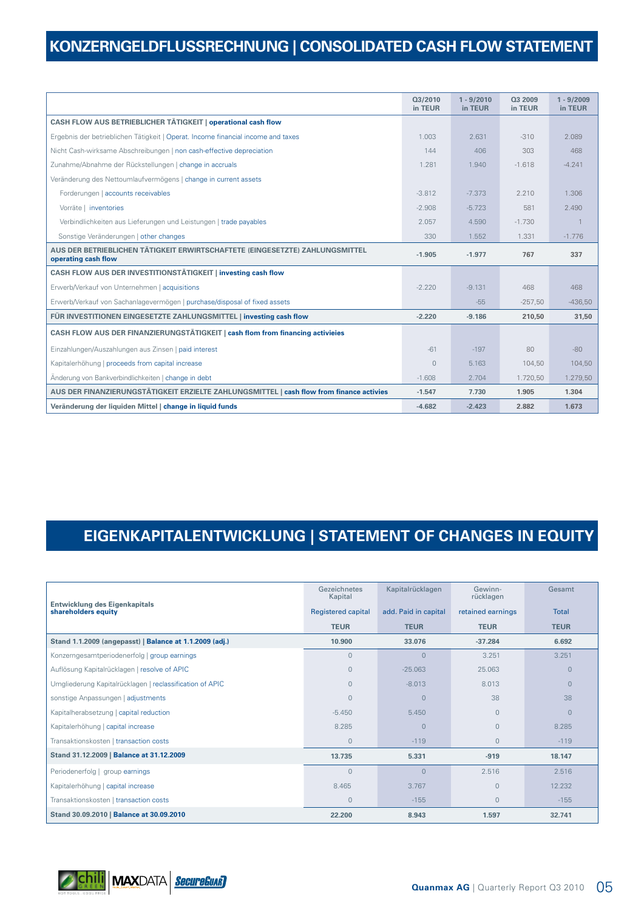# KONZERNGELDFLUSSRECHNUNG | CONSOLIDATED CASH FLOW STATEMENT

| | Q3/2010 in TEUR | 1 - 9/2010 in TEUR | Q3 2009 in TEUR | 1 - 9/2009 in TEUR |
|---|---|---|---|---|
| **CASH FLOW AUS BETRIEBLICHER TÄTIGKEIT \| operational cash flow** | | | | |
| Ergebnis der betrieblichen Tätigkeit \| Operat. Income financial income and taxes | 1.003 | 2.631 | -310 | 2.089 |
| Nicht Cash-wirksame Abschreibungen \| non cash-effective depreciation | 144 | 406 | 303 | 468 |
| Zunahme/Abnahme der Rückstellungen \| change in accruals | 1.281 | 1.940 | -1.618 | -4.241 |
| Veränderung des Nettoumlaufvermögens \| change in current assets | | | | |
| Forderungen \| accounts receivables | -3.812 | -7.373 | 2.210 | 1.306 |
| Vorräte \| inventories | -2.908 | -5.723 | 581 | 2.490 |
| Verbindlichkeiten aus Lieferungen und Leistungen \| trade payables | 2.057 | 4.590 | -1.730 | 1 |
| Sonstige Veränderungen \| other changes | 330 | 1.552 | 1.331 | -1.776 |
| **AUS DER BETRIEBLICHEN TÄTIGKEIT ERWIRTSCHAFTETE (EINGESETZTE) ZAHLUNGSMITTEL operating cash flow** | **-1.905** | **-1.977** | **767** | **337** |
| **CASH FLOW AUS DER INVESTITIONSTÄTIGKEIT \| investing cash flow** | | | | |
| Erwerb/Verkauf von Unternehmen \| acquisitions | -2.220 | -9.131 | 468 | 468 |
| Erwerb/Verkauf von Sachanlagevermögen \| purchase/disposal of fixed assets | | -55 | -257,50 | -436,50 |
| **FÜR INVESTITIONEN EINGESETZTE ZAHLUNGSMITTEL \| investing cash flow** | **-2.220** | **-9.186** | **210,50** | **31,50** |
| **CASH FLOW AUS DER FINANZIERUNGSTÄTIGKEIT \| cash flom from financing activieies** | | | | |
| Einzahlungen/Auszahlungen aus Zinsen \| paid interest | -61 | -197 | 80 | -80 |
| Kapitalerhöhung \| proceeds from capital increase | 0 | 5.163 | 104,50 | 104,50 |
| Änderung von Bankverbindlichkeiten \| change in debt | -1.608 | 2.704 | 1.720,50 | 1.279,50 |
| **AUS DER FINANZIERUNGSTÄTIGKEIT ERZIELTE ZAHLUNGSMITTEL \| cash flow from finance activies** | **-1.547** | **7.730** | **1.905** | **1.304** |
| **Veränderung der liquiden Mittel \| change in liquid funds** | **-4.682** | **-2.423** | **2.882** | **1.673** |

# EIGENKAPITALENTWICKLUNG | STATEMENT OF CHANGES IN EQUITY

| Entwicklung des Eigenkapitals shareholders equity | Gezeichnetes Kapital | Kapitalrücklagen | Gewinn-rücklagen | Gesamt |
|---|---|---|---|---|
| | Registered capital | add. Paid in capital | retained earnings | Total |
| | TEUR | TEUR | TEUR | TEUR |
| **Stand 1.1.2009 (angepasst) \| Balance at 1.1.2009 (adj.)** | **10.900** | **33.076** | **-37.284** | **6.692** |
| Konzerngesamtperiodenerfolg \| group earnings | 0 | 0 | 3.251 | 3.251 |
| Auflösung Kapitalrücklagen \| resolve of APIC | 0 | -25.063 | 25.063 | 0 |
| Umgliederung Kapitalrücklagen \| reclassification of APIC | 0 | -8.013 | 8.013 | 0 |
| sonstige Anpassungen \| adjustments | 0 | 0 | 38 | 38 |
| Kapitalherabsetzung \| capital reduction | -5.450 | 5.450 | 0 | 0 |
| Kapitalerhöhung \| capital increase | 8.285 | 0 | 0 | 8.285 |
| Transaktionskosten \| transaction costs | 0 | -119 | 0 | -119 |
| **Stand 31.12.2009 \| Balance at 31.12.2009** | **13.735** | **5.331** | **-919** | **18.147** |
| Periodenerfolg \| group earnings | 0 | 0 | 2.516 | 2.516 |
| Kapitalerhöhung \| capital increase | 8.465 | 3.767 | 0 | 12.232 |
| Transaktionskosten \| transaction costs | 0 | -155 | 0 | -155 |
| **Stand 30.09.2010 \| Balance at 30.09.2010** | **22.200** | **8.943** | **1.597** | **32.741** |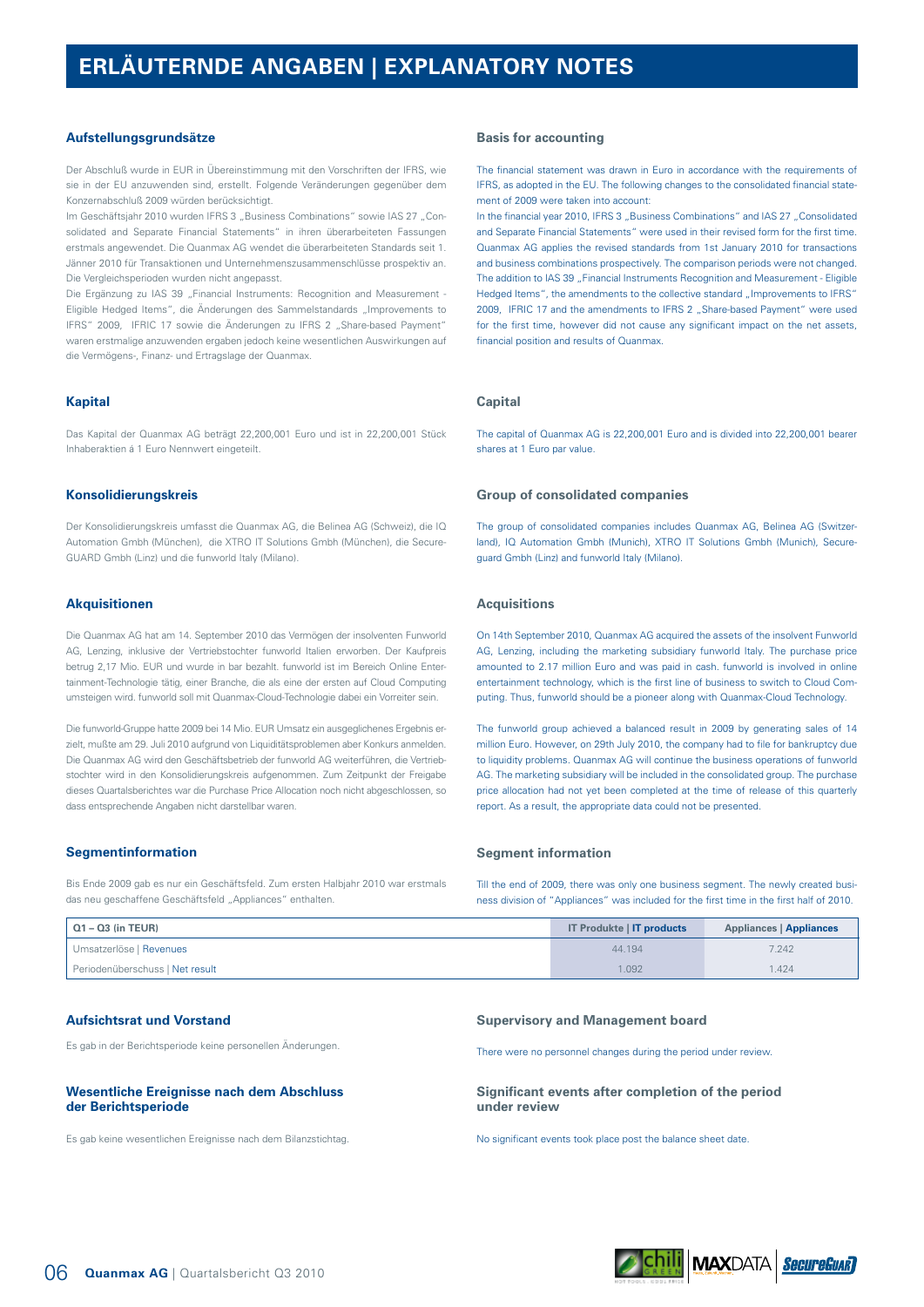# ERLÄUTERNDE ANGABEN | EXPLANATORY NOTES

### Aufstellungsgrundsätze

Der Abschluß wurde in EUR in Übereinstimmung mit den Vorschriften der IFRS, wie sie in der EU anzuwenden sind, erstellt. Folgende Veränderungen gegenüber dem Konzernabschluß 2009 würden berücksichtigt.

Im Geschäftsjahr 2010 wurden IFRS 3 „Business Combinations" sowie IAS 27 „Consolidated and Separate Financial Statements" in ihren überarbeiteten Fassungen erstmals angewendet. Die Quanmax AG wendet die überarbeiteten Standards seit 1. Jänner 2010 für Transaktionen und Unternehmenszusammenschlüsse prospektiv an. Die Vergleichsperioden wurden nicht angepasst.

Die Ergänzung zu IAS 39 „Financial Instruments: Recognition and Measurement - Eligible Hedged Items", die Änderungen des Sammelstandards „Improvements to IFRS" 2009, IFRIC 17 sowie die Änderungen zu IFRS 2 „Share-based Payment" waren erstmalige anzuwenden ergaben jedoch keine wesentlichen Auswirkungen auf die Vermögens-, Finanz- und Ertragslage der Quanmax.

### Basis for accounting

The financial statement was drawn in Euro in accordance with the requirements of IFRS, as adopted in the EU. The following changes to the consolidated financial statement of 2009 were taken into account:

In the financial year 2010, IFRS 3 „Business Combinations" and IAS 27 „Consolidated and Separate Financial Statements" were used in their revised form for the first time. Quanmax AG applies the revised standards from 1st January 2010 for transactions and business combinations prospectively. The comparison periods were not changed. The addition to IAS 39 „Financial Instruments Recognition and Measurement - Eligible Hedged Items", the amendments to the collective standard „Improvements to IFRS" 2009, IFRIC 17 and the amendments to IFRS 2 „Share-based Payment" were used for the first time, however did not cause any significant impact on the net assets, financial position and results of Quanmax.

### Kapital

Das Kapital der Quanmax AG beträgt 22,200,001 Euro und ist in 22,200,001 Stück Inhaberaktien á 1 Euro Nennwert eingeteilt.

### Capital

The capital of Quanmax AG is 22,200,001 Euro and is divided into 22,200,001 bearer shares at 1 Euro par value.

### Konsolidierungskreis

Der Konsolidierungskreis umfasst die Quanmax AG, die Belinea AG (Schweiz), die IQ Automation Gmbh (München), die XTRO IT Solutions Gmbh (München), die Secure-GUARD Gmbh (Linz) und die funworld Italy (Milano).

### Group of consolidated companies

The group of consolidated companies includes Quanmax AG, Belinea AG (Switzerland), IQ Automation Gmbh (Munich), XTRO IT Solutions Gmbh (Munich), Secureguard Gmbh (Linz) and funworld Italy (Milano).

### Akquisitionen

Die Quanmax AG hat am 14. September 2010 das Vermögen der insolventen Funworld AG, Lenzing, inklusive der Vertriebstochter funworld Italien erworben. Der Kaufpreis betrug 2,17 Mio. EUR und wurde in bar bezahlt. funworld ist im Bereich Online Entertainment-Technologie tätig, einer Branche, die als eine der ersten auf Cloud Computing umsteigen wird. funworld soll mit Quanmax-Cloud-Technologie dabei ein Vorreiter sein.

Die funworld-Gruppe hatte 2009 bei 14 Mio. EUR Umsatz ein ausgeglichenes Ergebnis erzielt, mußte am 29. Juli 2010 aufgrund von Liquiditätsproblemen aber Konkurs anmelden. Die Quanmax AG wird den Geschäftsbetrieb der funworld AG weiterführen, die Vertriebstochter wird in den Konsolidierungskreis aufgenommen. Zum Zeitpunkt der Freigabe dieses Quartalsberichtes war die Purchase Price Allocation noch nicht abgeschlossen, so dass entsprechende Angaben nicht darstellbar waren.

### Acquisitions

On 14th September 2010, Quanmax AG acquired the assets of the insolvent Funworld AG, Lenzing, including the marketing subsidiary funworld Italy. The purchase price amounted to 2.17 million Euro and was paid in cash. funworld is involved in online entertainment technology, which is the first line of business to switch to Cloud Computing. Thus, funworld should be a pioneer along with Quanmax-Cloud Technology.

The funworld group achieved a balanced result in 2009 by generating sales of 14 million Euro. However, on 29th July 2010, the company had to file for bankruptcy due to liquidity problems. Quanmax AG will continue the business operations of funworld AG. The marketing subsidiary will be included in the consolidated group. The purchase price allocation had not yet been completed at the time of release of this quarterly report. As a result, the appropriate data could not be presented.

### Segmentinformation

Bis Ende 2009 gab es nur ein Geschäftsfeld. Zum ersten Halbjahr 2010 war erstmals das neu geschaffene Geschäftsfeld „Appliances" enthalten.

### Segment information

Till the end of 2009, there was only one business segment. The newly created business division of "Appliances" was included for the first time in the first half of 2010.

| Q1 – Q3 (in TEUR) | IT Produkte \| IT products | Appliances \| Appliances |
|---|---|---|
| Umsatzerlöse \| Revenues | 44.194 | 7.242 |
| Periodenüberschuss \| Net result | 1.092 | 1.424 |

### Aufsichtsrat und Vorstand

Es gab in der Berichtsperiode keine personellen Änderungen.

### Supervisory and Management board

There were no personnel changes during the period under review.

### Wesentliche Ereignisse nach dem Abschluss der Berichtsperiode

Es gab keine wesentlichen Ereignisse nach dem Bilanzstichtag.

### Significant events after completion of the period under review

No significant events took place post the balance sheet date.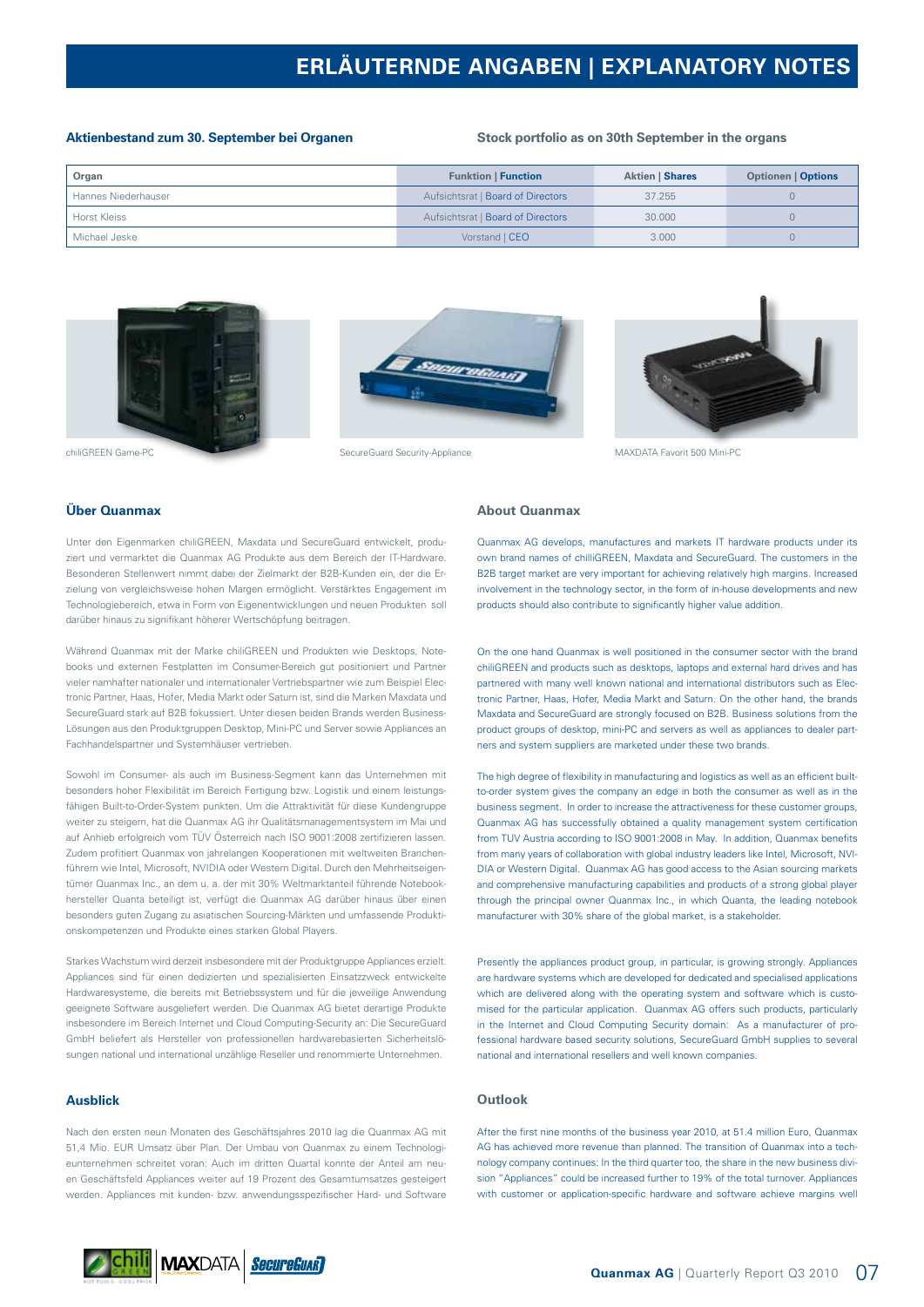# ERLÄUTERNDE ANGABEN | EXPLANATORY NOTES

**Aktienbestand zum 30. September bei Organen**

**Stock portfolio as on 30th September in the organs**

| Organ | Funktion \| Function | Aktien \| Shares | Optionen \| Options |
|---|---|---|---|
| Hannes Niederhauser | Aufsichtsrat \| Board of Directors | 37.255 | 0 |
| Horst Kleiss | Aufsichtsrat \| Board of Directors | 30.000 | 0 |
| Michael Jeske | Vorstand \| CEO | 3.000 | 0 |

chiliGREEN Game-PC

SecureGuard Security-Appliance

MAXDATA Favorit 500 Mini-PC

## Über Quanmax

Unter den Eigenmarken chiliGREEN, Maxdata und SecureGuard entwickelt, produziert und vermarktet die Quanmax AG Produkte aus dem Bereich der IT-Hardware. Besonderen Stellenwert nimmt dabei der Zielmarkt der B2B-Kunden ein, der die Erzielung von vergleichsweise hohen Margen ermöglicht. Verstärktes Engagement im Technologiebereich, etwa in Form von Eigenentwicklungen und neuen Produkten soll darüber hinaus zu signifikant höherer Wertschöpfung beitragen.

Während Quanmax mit der Marke chiliGREEN und Produkten wie Desktops, Notebooks und externen Festplatten im Consumer-Bereich gut positioniert und Partner vieler namhafter nationaler und internationaler Vertriebspartner wie zum Beispiel Electronic Partner, Haas, Hofer, Media Markt oder Saturn ist, sind die Marken Maxdata und SecureGuard stark auf B2B fokussiert. Unter diesen beiden Brands werden Business-Lösungen aus den Produktgruppen Desktop, Mini-PC und Server sowie Appliances an Fachhandelspartner und Systemhäuser vertrieben.

Sowohl im Consumer- als auch im Business-Segment kann das Unternehmen mit besonders hoher Flexibilität im Bereich Fertigung bzw. Logistik und einem leistungsfähigen Built-to-Order-System punkten. Um die Attraktivität für diese Kundengruppe weiter zu steigern, hat die Quanmax AG ihr Qualitätsmanagementsystem im Mai und auf Anhieb erfolgreich vom TÜV Österreich nach ISO 9001:2008 zertifizieren lassen. Zudem profitiert Quanmax von jahrelangen Kooperationen mit weltweiten Branchenführern wie Intel, Microsoft, NVIDIA oder Western Digital. Durch den Mehrheitseigentümer Quanmax Inc., an dem u. a. der mit 30% Weltmarktanteil führende Notebookhersteller Quanta beteiligt ist, verfügt die Quanmax AG darüber hinaus über einen besonders guten Zugang zu asiatischen Sourcing-Märkten und umfassende Produktionskompetenzen und Produkte eines starken Global Players.

Starkes Wachstum wird derzeit insbesondere mit der Produktgruppe Appliances erzielt. Appliances sind für einen dedizierten und spezialisierten Einsatzzweck entwickelte Hardwaresysteme, die bereits mit Betriebssystem und für die jeweilige Anwendung geeignete Software ausgeliefert werden. Die Quanmax AG bietet derartige Produkte insbesondere im Bereich Internet und Cloud Computing-Security an: Die SecureGuard GmbH beliefert als Hersteller von professionellen hardwarebasierten Sicherheitslösungen national und international unzählige Reseller und renommierte Unternehmen.

## Ausblick

Nach den ersten neun Monaten des Geschäftsjahres 2010 lag die Quanmax AG mit 51,4 Mio. EUR Umsatz über Plan. Der Umbau von Quanmax zu einem Technologieunternehmen schreitet voran: Auch im dritten Quartal konnte der Anteil am neuen Geschäftsfeld Appliances weiter auf 19 Prozent des Gesamtumsatzes gesteigert werden. Appliances mit kunden- bzw. anwendungsspezifischer Hard- und Software

## About Quanmax

Quanmax AG develops, manufactures and markets IT hardware products under its own brand names of chilliGREEN, Maxdata and SecureGuard. The customers in the B2B target market are very important for achieving relatively high margins. Increased involvement in the technology sector, in the form of in-house developments and new products should also contribute to significantly higher value addition.

On the one hand Quanmax is well positioned in the consumer sector with the brand chiliGREEN and products such as desktops, laptops and external hard drives and has partnered with many well known national and international distributors such as Electronic Partner, Haas, Hofer, Media Markt and Saturn. On the other hand, the brands Maxdata and SecureGuard are strongly focused on B2B. Business solutions from the product groups of desktop, mini-PC and servers as well as appliances to dealer partners and system suppliers are marketed under these two brands.

The high degree of flexibility in manufacturing and logistics as well as an efficient built-to-order system gives the company an edge in both the consumer as well as in the business segment. In order to increase the attractiveness for these customer groups, Quanmax AG has successfully obtained a quality management system certification from TUV Austria according to ISO 9001:2008 in May. In addition, Quanmax benefits from many years of collaboration with global industry leaders like Intel, Microsoft, NVIDIA or Western Digital. Quanmax AG has good access to the Asian sourcing markets and comprehensive manufacturing capabilities and products of a strong global player through the principal owner Quanmax Inc., in which Quanta, the leading notebook manufacturer with 30% share of the global market, is a stakeholder.

Presently the appliances product group, in particular, is growing strongly. Appliances are hardware systems which are developed for dedicated and specialised applications which are delivered along with the operating system and software which is customised for the particular application. Quanmax AG offers such products, particularly in the Internet and Cloud Computing Security domain: As a manufacturer of professional hardware based security solutions, SecureGuard GmbH supplies to several national and international resellers and well known companies.

## Outlook

After the first nine months of the business year 2010, at 51.4 million Euro, Quanmax AG has achieved more revenue than planned. The transition of Quanmax into a technology company continues: In the third quarter too, the share in the new business division "Appliances" could be increased further to 19% of the total turnover. Appliances with customer or application-specific hardware and software achieve margins well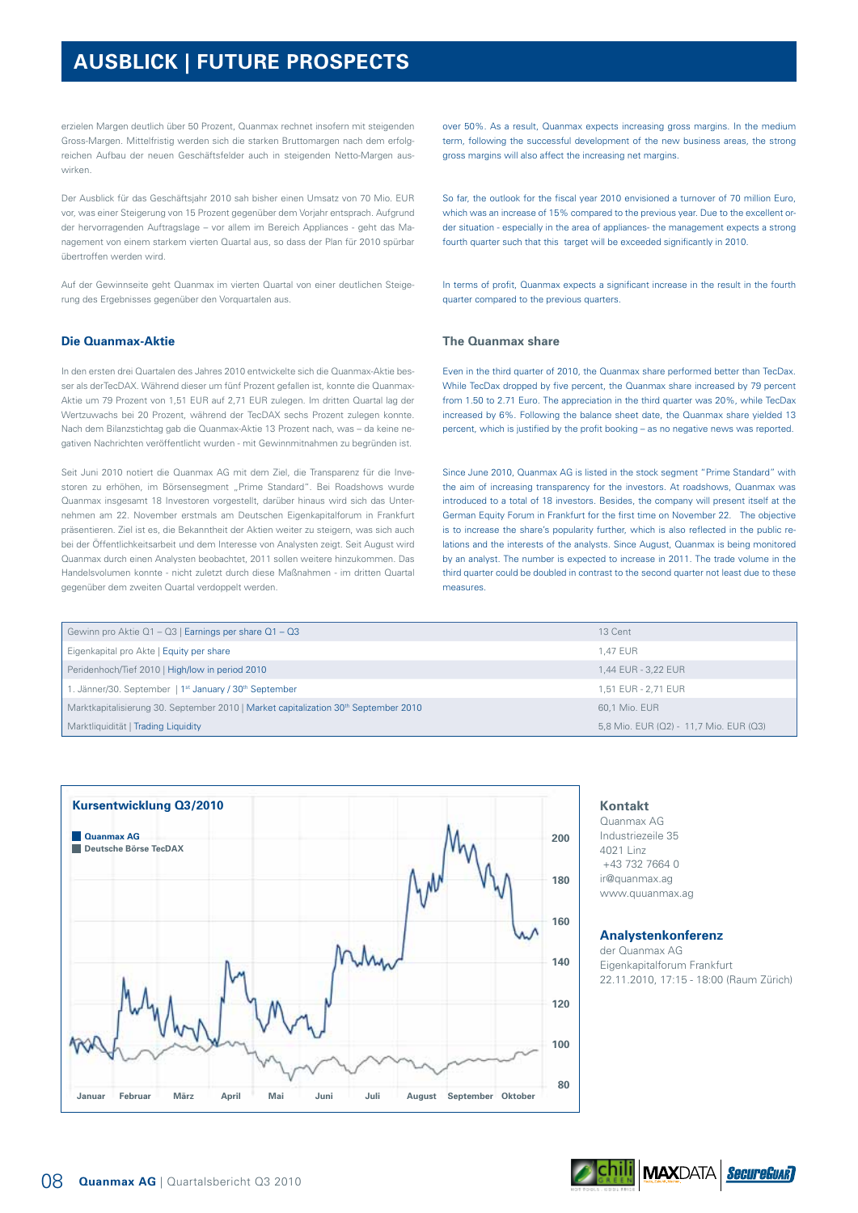# AUSBLICK | FUTURE PROSPECTS

erzielen Margen deutlich über 50 Prozent, Quanmax rechnet insofern mit steigenden Gross-Margen. Mittelfristig werden sich die starken Bruttomargen nach dem erfolgreichen Aufbau der neuen Geschäftsfelder auch in steigenden Netto-Margen auswirken.

Der Ausblick für das Geschäftsjahr 2010 sah bisher einen Umsatz von 70 Mio. EUR vor, was einer Steigerung von 15 Prozent gegenüber dem Vorjahr entsprach. Aufgrund der hervorragenden Auftragslage – vor allem im Bereich Appliances - geht das Management von einem starkem vierten Quartal aus, so dass der Plan für 2010 spürbar übertroffen werden wird.

Auf der Gewinnseite geht Quanmax im vierten Quartal von einer deutlichen Steigerung des Ergebnisses gegenüber den Vorquartalen aus.

### Die Quanmax-Aktie

In den ersten drei Quartalen des Jahres 2010 entwickelte sich die Quanmax-Aktie besser als derTecDAX. Während dieser um fünf Prozent gefallen ist, konnte die Quanmax-Aktie um 79 Prozent von 1,51 EUR auf 2,71 EUR zulegen. Im dritten Quartal lag der Wertzuwachs bei 20 Prozent, während der TecDAX sechs Prozent zulegen konnte. Nach dem Bilanzstichtag gab die Quanmax-Aktie 13 Prozent nach, was – da keine negativen Nachrichten veröffentlicht wurden - mit Gewinnmitnahmen zu begründen ist.

Seit Juni 2010 notiert die Quanmax AG mit dem Ziel, die Transparenz für die Investoren zu erhöhen, im Börsensegment „Prime Standard". Bei Roadshows wurde Quanmax insgesamt 18 Investoren vorgestellt, darüber hinaus wird sich das Unternehmen am 22. November erstmals am Deutschen Eigenkapitalforum in Frankfurt präsentieren. Ziel ist es, die Bekanntheit der Aktien weiter zu steigern, was sich auch bei der Öffentlichkeitsarbeit und dem Interesse von Analysten zeigt. Seit August wird Quanmax durch einen Analysten beobachtet, 2011 sollen weitere hinzukommen. Das Handelsvolumen konnte - nicht zuletzt durch diese Maßnahmen - im dritten Quartal gegenüber dem zweiten Quartal verdoppelt werden.

over 50%. As a result, Quanmax expects increasing gross margins. In the medium term, following the successful development of the new business areas, the strong gross margins will also affect the increasing net margins.

So far, the outlook for the fiscal year 2010 envisioned a turnover of 70 million Euro, which was an increase of 15% compared to the previous year. Due to the excellent order situation - especially in the area of appliances- the management expects a strong fourth quarter such that this target will be exceeded significantly in 2010.

In terms of profit, Quanmax expects a significant increase in the result in the fourth quarter compared to the previous quarters.

### The Quanmax share

Even in the third quarter of 2010, the Quanmax share performed better than TecDax. While TecDax dropped by five percent, the Quanmax share increased by 79 percent from 1.50 to 2.71 Euro. The appreciation in the third quarter was 20%, while TecDax increased by 6%. Following the balance sheet date, the Quanmax share yielded 13 percent, which is justified by the profit booking – as no negative news was reported.

Since June 2010, Quanmax AG is listed in the stock segment "Prime Standard" with the aim of increasing transparency for the investors. At roadshows, Quanmax was introduced to a total of 18 investors. Besides, the company will present itself at the German Equity Forum in Frankfurt for the first time on November 22. The objective is to increase the share's popularity further, which is also reflected in the public relations and the interests of the analysts. Since August, Quanmax is being monitored by an analyst. The number is expected to increase in 2011. The trade volume in the third quarter could be doubled in contrast to the second quarter not least due to these measures.

| | |
|---|---|
| Gewinn pro Aktie Q1 – Q3 \| Earnings per share Q1 – Q3 | 13 Cent |
| Eigenkapital pro Akte \| Equity per share | 1,47 EUR |
| Peridenhoch/Tief 2010 \| High/low in period 2010 | 1,44 EUR - 3,22 EUR |
| 1. Jänner/30. September \| 1st January / 30th September | 1,51 EUR - 2,71 EUR |
| Marktkapitalisierung 30. September 2010 \| Market capitalization 30th September 2010 | 60,1 Mio. EUR |
| Marktliquidität \| Trading Liquidity | 5,8 Mio. EUR (Q2) - 11,7 Mio. EUR (Q3) |

**Kursentwicklung Q3/2010**

Quanmax AG
Deutsche Börse TecDAX

200
180
160
140
120
100
80

Januar Februar März April Mai Juni Juli August September Oktober

**Kontakt**
Quanmax AG
Industriezeile 35
4021 Linz
+43 732 7664 0
ir@quanmax.ag
www.quuanmax.ag

**Analystenkonferenz**
der Quanmax AG
Eigenkapitalforum Frankfurt
22.11.2010, 17:15 - 18:00 (Raum Zürich)